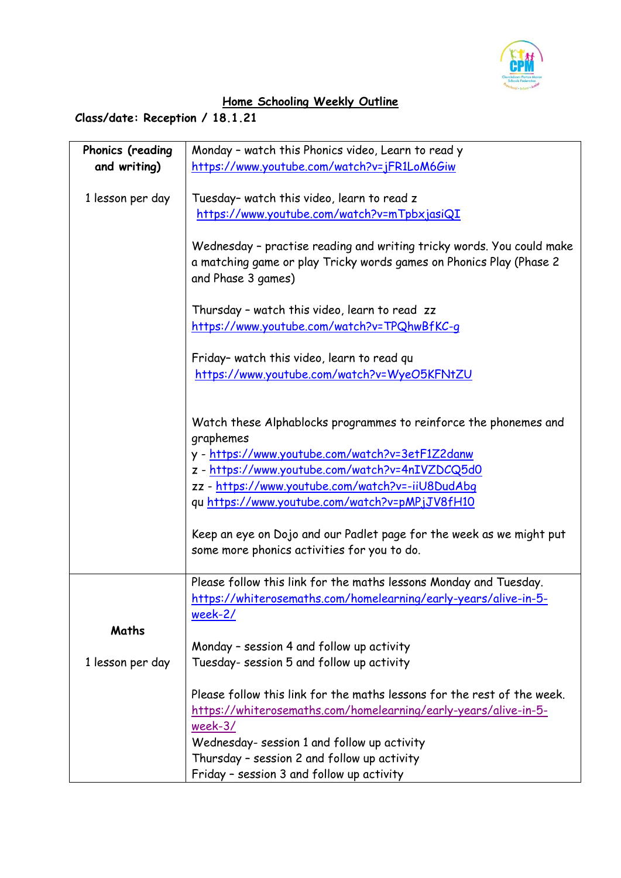# Home Schooling Weekly Outline

**Class/date: Reception / 18.1.21**

| **Phonics (reading and writing)**<br><br>1 lesson per day | Monday – watch this Phonics video, Learn to read y<br>https://www.youtube.com/watch?v=jFR1LoM6Giw<br><br>Tuesday– watch this video, learn to read z<br>https://www.youtube.com/watch?v=mTpbxjasiQI<br><br>Wednesday – practise reading and writing tricky words. You could make a matching game or play Tricky words games on Phonics Play (Phase 2 and Phase 3 games)<br><br>Thursday – watch this video, learn to read zz<br>https://www.youtube.com/watch?v=TPQhwBfKC-g<br><br>Friday– watch this video, learn to read qu<br>https://www.youtube.com/watch?v=WyeO5KFNtZU<br><br>Watch these Alphablocks programmes to reinforce the phonemes and graphemes<br>y - https://www.youtube.com/watch?v=3etF1Z2danw<br>z - https://www.youtube.com/watch?v=4nIVZDCQ5d0<br>zz - https://www.youtube.com/watch?v=-iiU8DudAbg<br>qu https://www.youtube.com/watch?v=pMPjJV8fH10<br><br>Keep an eye on Dojo and our Padlet page for the week as we might put some more phonics activities for you to do. |
|---|---|
| **Maths**<br><br>1 lesson per day | Please follow this link for the maths lessons Monday and Tuesday.<br>https://whiterosemaths.com/homelearning/early-years/alive-in-5-week-2/<br><br>Monday – session 4 and follow up activity<br>Tuesday- session 5 and follow up activity<br><br>Please follow this link for the maths lessons for the rest of the week.<br>https://whiterosemaths.com/homelearning/early-years/alive-in-5-week-3/<br>Wednesday- session 1 and follow up activity<br>Thursday – session 2 and follow up activity<br>Friday – session 3 and follow up activity |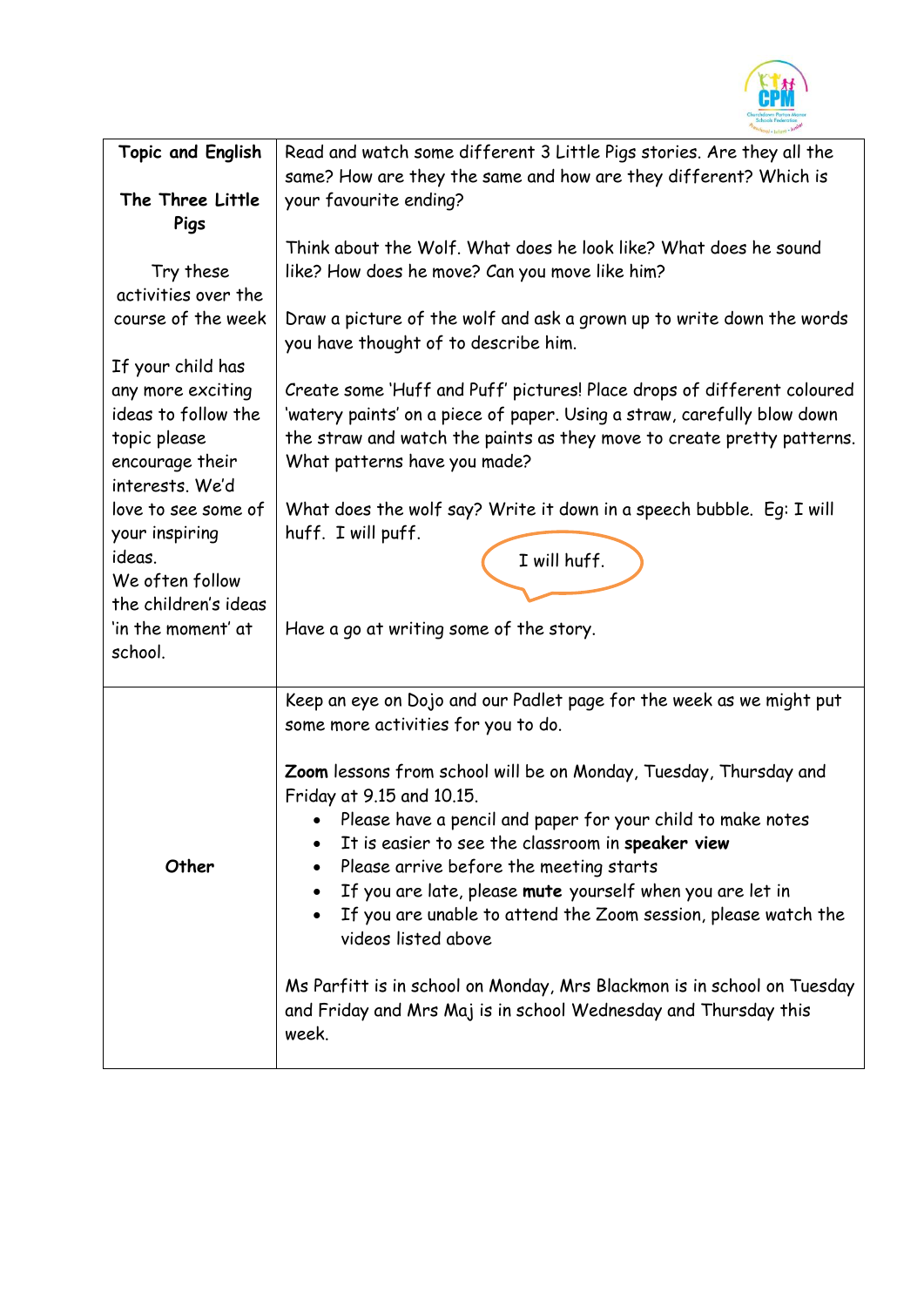| | |
|---|---|
| **Topic and English**<br><br>**The Three Little Pigs**<br><br>Try these activities over the course of the week<br><br>If your child has any more exciting ideas to follow the topic please encourage their interests. We'd love to see some of your inspiring ideas.<br>We often follow the children's ideas 'in the moment' at school. | Read and watch some different 3 Little Pigs stories. Are they all the same? How are they the same and how are they different? Which is your favourite ending?<br><br>Think about the Wolf. What does he look like? What does he sound like? How does he move? Can you move like him?<br><br>Draw a picture of the wolf and ask a grown up to write down the words you have thought of to describe him.<br><br>Create some 'Huff and Puff' pictures! Place drops of different coloured 'watery paints' on a piece of paper. Using a straw, carefully blow down the straw and watch the paints as they move to create pretty patterns. What patterns have you made?<br><br>What does the wolf say? Write it down in a speech bubble. Eg: I will huff. I will puff.<br><br>I will huff.<br><br>Have a go at writing some of the story. |
| **Other** | Keep an eye on Dojo and our Padlet page for the week as we might put some more activities for you to do.<br><br>**Zoom** lessons from school will be on Monday, Tuesday, Thursday and Friday at 9.15 and 10.15.<br>• Please have a pencil and paper for your child to make notes<br>• It is easier to see the classroom in **speaker view**<br>• Please arrive before the meeting starts<br>• If you are late, please **mute** yourself when you are let in<br>• If you are unable to attend the Zoom session, please watch the videos listed above<br><br>Ms Parfitt is in school on Monday, Mrs Blackmon is in school on Tuesday and Friday and Mrs Maj is in school Wednesday and Thursday this week. |